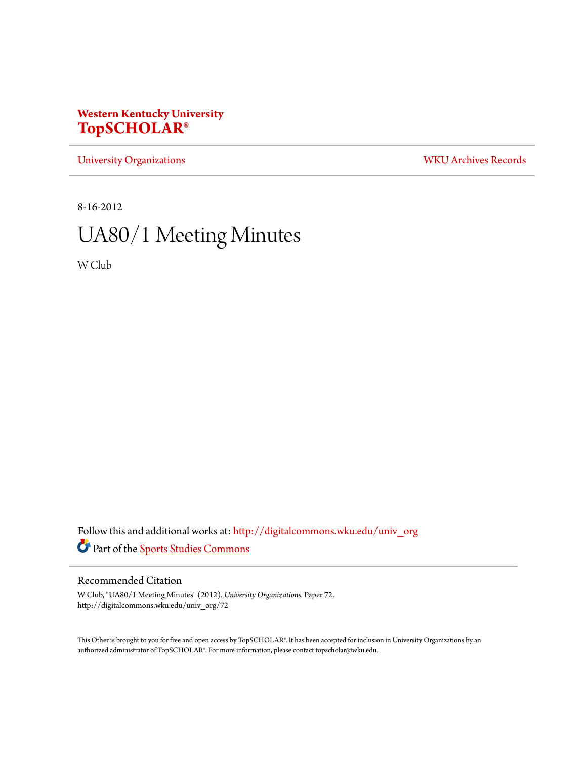**Western Kentucky University**
**TopSCHOLAR®**

University Organizations | WKU Archives Records

8-16-2012

# UA80/1 Meeting Minutes

W Club

Follow this and additional works at: http://digitalcommons.wku.edu/univ_org

Part of the Sports Studies Commons

## Recommended Citation

W Club, "UA80/1 Meeting Minutes" (2012). *University Organizations.* Paper 72.
http://digitalcommons.wku.edu/univ_org/72

This Other is brought to you for free and open access by TopSCHOLAR®. It has been accepted for inclusion in University Organizations by an authorized administrator of TopSCHOLAR®. For more information, please contact topscholar@wku.edu.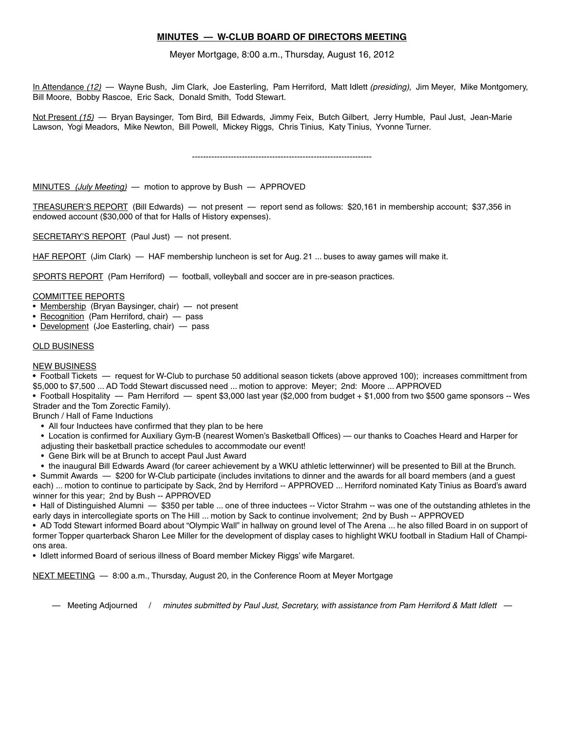# MINUTES — W-CLUB BOARD OF DIRECTORS MEETING

Meyer Mortgage, 8:00 a.m., Thursday, August 16, 2012

In Attendance *(12)* — Wayne Bush, Jim Clark, Joe Easterling, Pam Herriford, Matt Idlett *(presiding)*, Jim Meyer, Mike Montgomery, Bill Moore, Bobby Rascoe, Eric Sack, Donald Smith, Todd Stewart.

Not Present *(15)* — Bryan Baysinger, Tom Bird, Bill Edwards, Jimmy Feix, Butch Gilbert, Jerry Humble, Paul Just, Jean-Marie Lawson, Yogi Meadors, Mike Newton, Bill Powell, Mickey Riggs, Chris Tinius, Katy Tinius, Yvonne Turner.

---

MINUTES *(July Meeting)* — motion to approve by Bush — APPROVED

TREASURER'S REPORT (Bill Edwards) — not present — report send as follows: $20,161 in membership account; $37,356 in endowed account ($30,000 of that for Halls of History expenses).

SECRETARY'S REPORT (Paul Just) — not present.

HAF REPORT (Jim Clark) — HAF membership luncheon is set for Aug. 21 ... buses to away games will make it.

SPORTS REPORT (Pam Herriford) — football, volleyball and soccer are in pre-season practices.

COMMITTEE REPORTS
- Membership (Bryan Baysinger, chair) — not present
- Recognition (Pam Herriford, chair) — pass
- Development (Joe Easterling, chair) — pass

OLD BUSINESS

NEW BUSINESS
- Football Tickets — request for W-Club to purchase 50 additional season tickets (above approved 100); increases committment from $5,000 to $7,500 ... AD Todd Stewart discussed need ... motion to approve: Meyer; 2nd: Moore ... APPROVED
- Football Hospitality — Pam Herriford — spent $3,000 last year ($2,000 from budget + $1,000 from two $500 game sponsors -- Wes Strader and the Tom Zorectic Family).

Brunch / Hall of Fame Inductions
- All four Inductees have confirmed that they plan to be here
- Location is confirmed for Auxiliary Gym-B (nearest Women's Basketball Offices) — our thanks to Coaches Heard and Harper for adjusting their basketball practice schedules to accommodate our event!
- Gene Birk will be at Brunch to accept Paul Just Award
- the inaugural Bill Edwards Award (for career achievement by a WKU athletic letterwinner) will be presented to Bill at the Brunch.

- Summit Awards — $200 for W-Club participate (includes invitations to dinner and the awards for all board members (and a guest each) ... motion to continue to participate by Sack, 2nd by Herriford -- APPROVED ... Herriford nominated Katy Tinius as Board's award winner for this year; 2nd by Bush -- APPROVED
- Hall of Distinguished Alumni — $350 per table ... one of three inductees -- Victor Strahm -- was one of the outstanding athletes in the early days in intercollegiate sports on The Hill ... motion by Sack to continue involvement; 2nd by Bush -- APPROVED
- AD Todd Stewart informed Board about "Olympic Wall" in hallway on ground level of The Arena ... he also filled Board in on support of former Topper quarterback Sharon Lee Miller for the development of display cases to highlight WKU football in Stadium Hall of Champions area.
- Idlett informed Board of serious illness of Board member Mickey Riggs' wife Margaret.

NEXT MEETING — 8:00 a.m., Thursday, August 20, in the Conference Room at Meyer Mortgage

— Meeting Adjourned / *minutes submitted by Paul Just, Secretary, with assistance from Pam Herriford & Matt Idlett* —